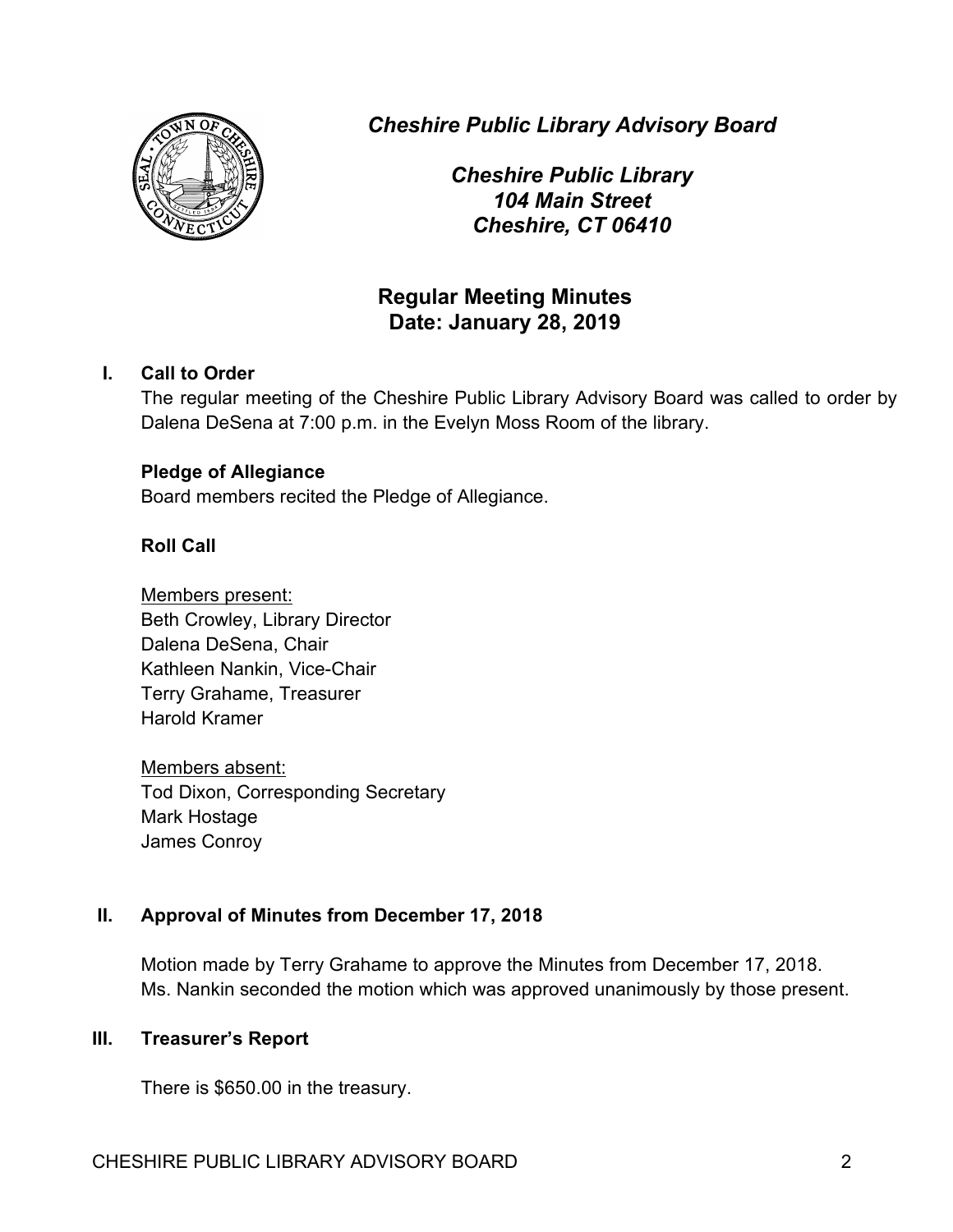*Cheshire Public Library Advisory Board*

*Cheshire Public Library*
*104 Main Street*
*Cheshire, CT 06410*

## Regular Meeting Minutes
## Date: January 28, 2019

### I. Call to Order

The regular meeting of the Cheshire Public Library Advisory Board was called to order by Dalena DeSena at 7:00 p.m. in the Evelyn Moss Room of the library.

**Pledge of Allegiance**

Board members recited the Pledge of Allegiance.

**Roll Call**

Members present:
Beth Crowley, Library Director
Dalena DeSena, Chair
Kathleen Nankin, Vice-Chair
Terry Grahame, Treasurer
Harold Kramer

Members absent:
Tod Dixon, Corresponding Secretary
Mark Hostage
James Conroy

### II. Approval of Minutes from December 17, 2018

Motion made by Terry Grahame to approve the Minutes from December 17, 2018. Ms. Nankin seconded the motion which was approved unanimously by those present.

### III. Treasurer's Report

There is $650.00 in the treasury.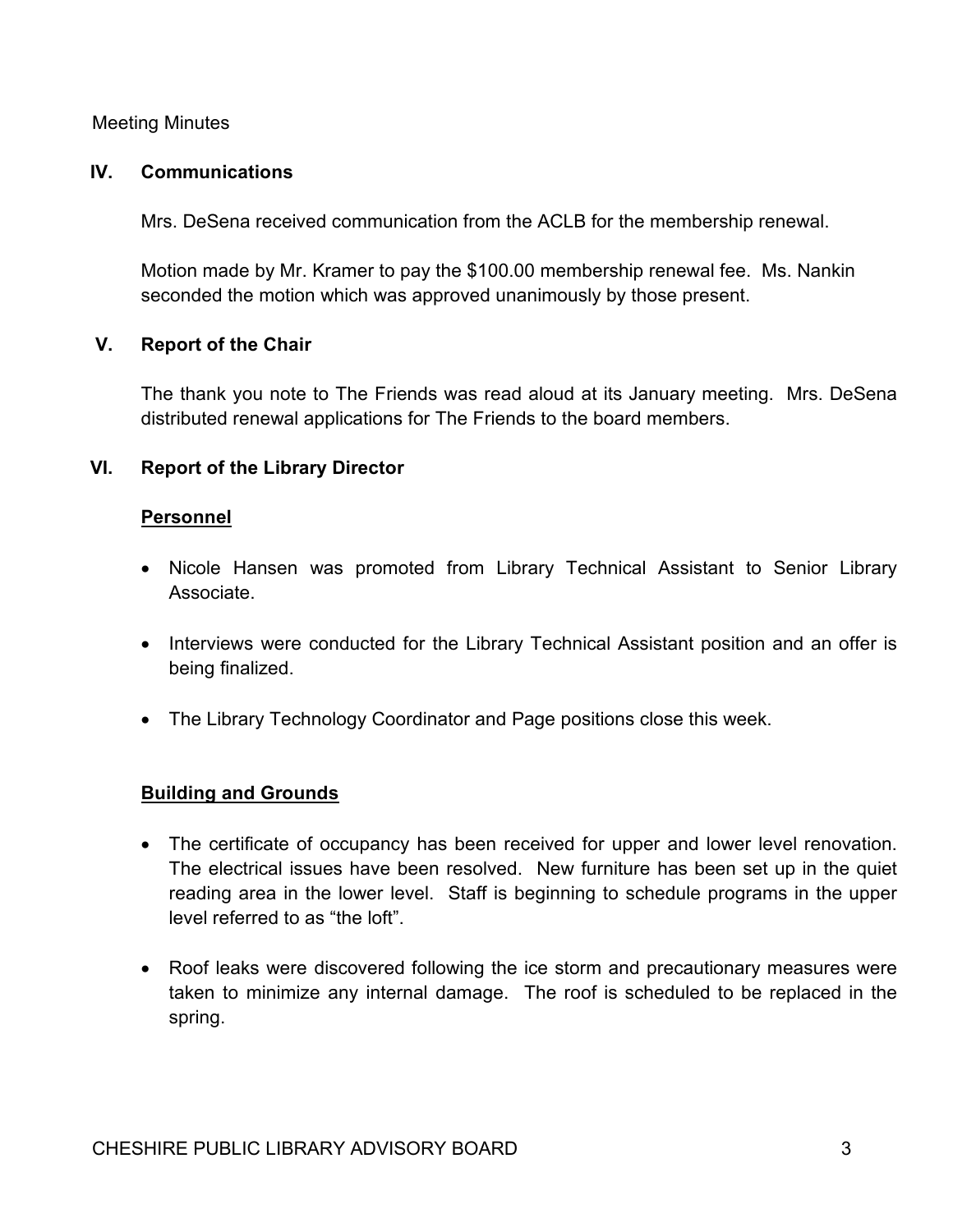Meeting Minutes

## IV. Communications

Mrs. DeSena received communication from the ACLB for the membership renewal.

Motion made by Mr. Kramer to pay the $100.00 membership renewal fee. Ms. Nankin seconded the motion which was approved unanimously by those present.

## V. Report of the Chair

The thank you note to The Friends was read aloud at its January meeting. Mrs. DeSena distributed renewal applications for The Friends to the board members.

## VI. Report of the Library Director

### Personnel

- Nicole Hansen was promoted from Library Technical Assistant to Senior Library Associate.
- Interviews were conducted for the Library Technical Assistant position and an offer is being finalized.
- The Library Technology Coordinator and Page positions close this week.

### Building and Grounds

- The certificate of occupancy has been received for upper and lower level renovation. The electrical issues have been resolved. New furniture has been set up in the quiet reading area in the lower level. Staff is beginning to schedule programs in the upper level referred to as "the loft".
- Roof leaks were discovered following the ice storm and precautionary measures were taken to minimize any internal damage. The roof is scheduled to be replaced in the spring.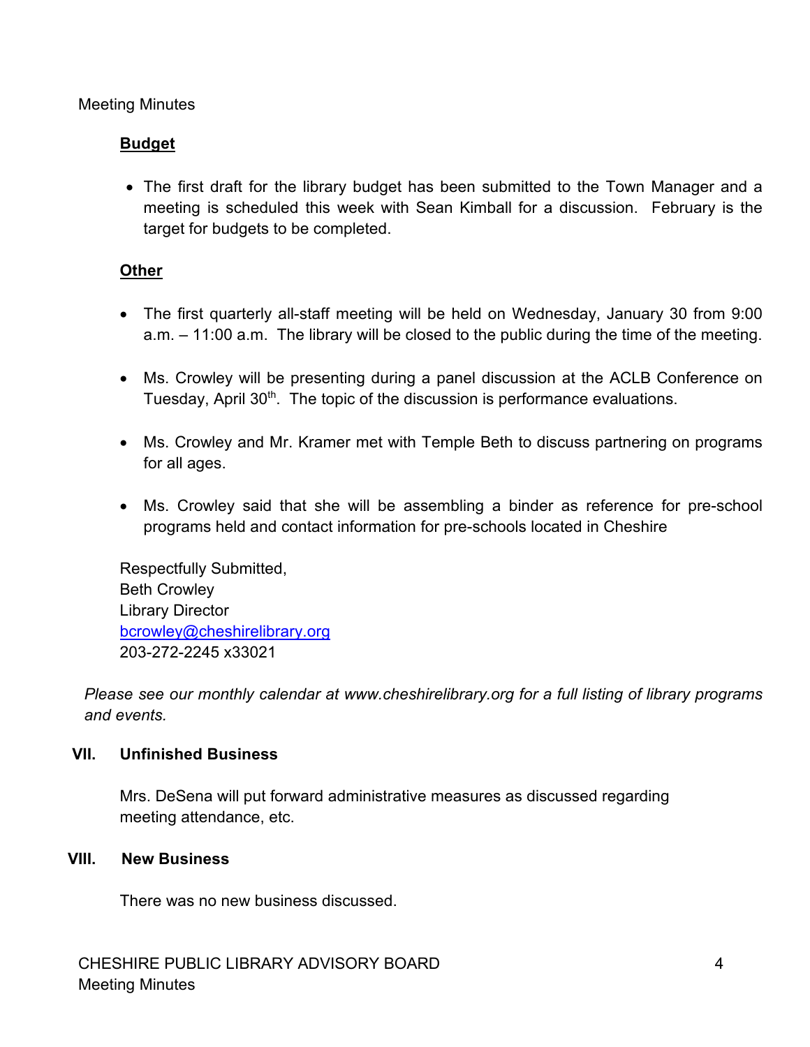**Budget**

- The first draft for the library budget has been submitted to the Town Manager and a meeting is scheduled this week with Sean Kimball for a discussion. February is the target for budgets to be completed.

**Other**

- The first quarterly all-staff meeting will be held on Wednesday, January 30 from 9:00 a.m. – 11:00 a.m. The library will be closed to the public during the time of the meeting.

- Ms. Crowley will be presenting during a panel discussion at the ACLB Conference on Tuesday, April 30th. The topic of the discussion is performance evaluations.

- Ms. Crowley and Mr. Kramer met with Temple Beth to discuss partnering on programs for all ages.

- Ms. Crowley said that she will be assembling a binder as reference for pre-school programs held and contact information for pre-schools located in Cheshire

Respectfully Submitted,
Beth Crowley
Library Director
bcrowley@cheshirelibrary.org
203-272-2245 x33021

*Please see our monthly calendar at www.cheshirelibrary.org for a full listing of library programs and events.*

## VII. Unfinished Business

Mrs. DeSena will put forward administrative measures as discussed regarding meeting attendance, etc.

## VIII. New Business

There was no new business discussed.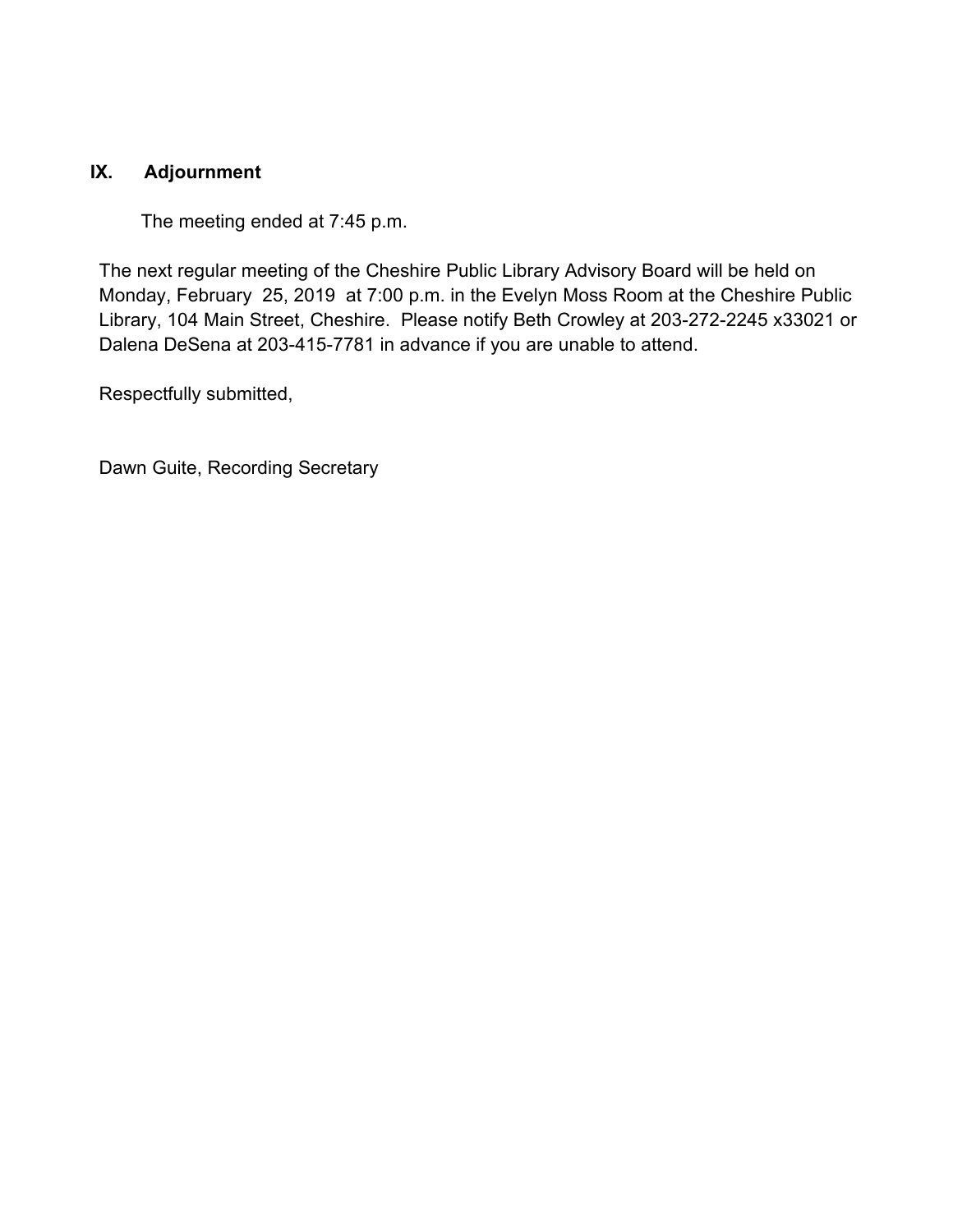## IX. Adjournment

The meeting ended at 7:45 p.m.

The next regular meeting of the Cheshire Public Library Advisory Board will be held on Monday, February 25, 2019 at 7:00 p.m. in the Evelyn Moss Room at the Cheshire Public Library, 104 Main Street, Cheshire. Please notify Beth Crowley at 203-272-2245 x33021 or Dalena DeSena at 203-415-7781 in advance if you are unable to attend.

Respectfully submitted,

Dawn Guite, Recording Secretary